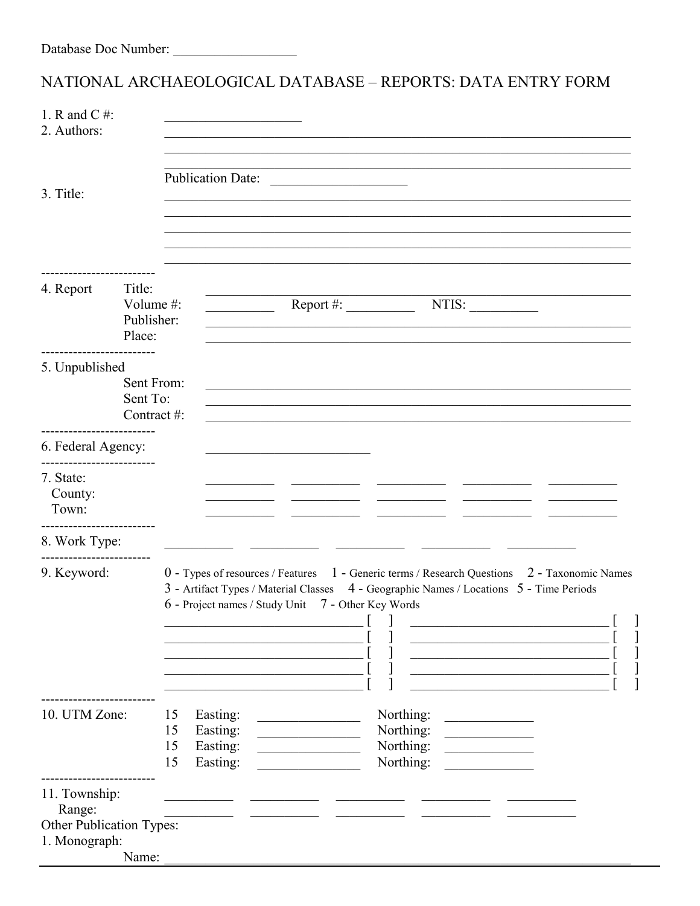Database Doc Number: __________________

# NATIONAL ARCHAEOLOGICAL DATABASE – REPORTS: DATA ENTRY FORM

1. R and C #: ____________________
2. Authors: ____________________________________________________________________

____________________________________________________________________

____________________________________________________________________

Publication Date: ____________________

3. Title: ____________________________________________________________________

____________________________________________________________________

____________________________________________________________________

____________________________________________________________________

____________________________________________________________________

-------------------------

4. Report
   - Title: ____________________________________________________________
   - Volume #: __________ Report #: __________ NTIS: __________
   - Publisher: ____________________________________________________________
   - Place: ____________________________________________________________

-------------------------

5. Unpublished
   - Sent From: ____________________________________________________________
   - Sent To: ____________________________________________________________
   - Contract #: ____________________________________________________________

-------------------------

6. Federal Agency: _________________________

-------------------------

7. State: __________ __________ __________ __________ __________
   County: __________ __________ __________ __________ __________
   Town: __________ __________ __________ __________ __________

-------------------------

8. Work Type: __________ __________ __________ __________ __________

------------------------

9. Keyword: 0 - Types of resources / Features 1 - Generic terms / Research Questions 2 - Taxonomic Names 3 - Artifact Types / Material Classes 4 - Geographic Names / Locations 5 - Time Periods 6 - Project names / Study Unit 7 - Other Key Words

______________________________ [ ] ______________________________ [ ]

______________________________ [ ] ______________________________ [ ]

______________________________ [ ] ______________________________ [ ]

______________________________ [ ] ______________________________ [ ]

______________________________ [ ] ______________________________ [ ]

-------------------------

10. UTM Zone:
    - 15 Easting: _______________ Northing: _____________
    - 15 Easting: _______________ Northing: _____________
    - 15 Easting: _______________ Northing: _____________
    - 15 Easting: _______________ Northing: _____________

-------------------------

11. Township: __________ __________ __________ __________ __________
    Range: __________ __________ __________ __________ __________

Other Publication Types:

1. Monograph:
   - Name: ____________________________________________________________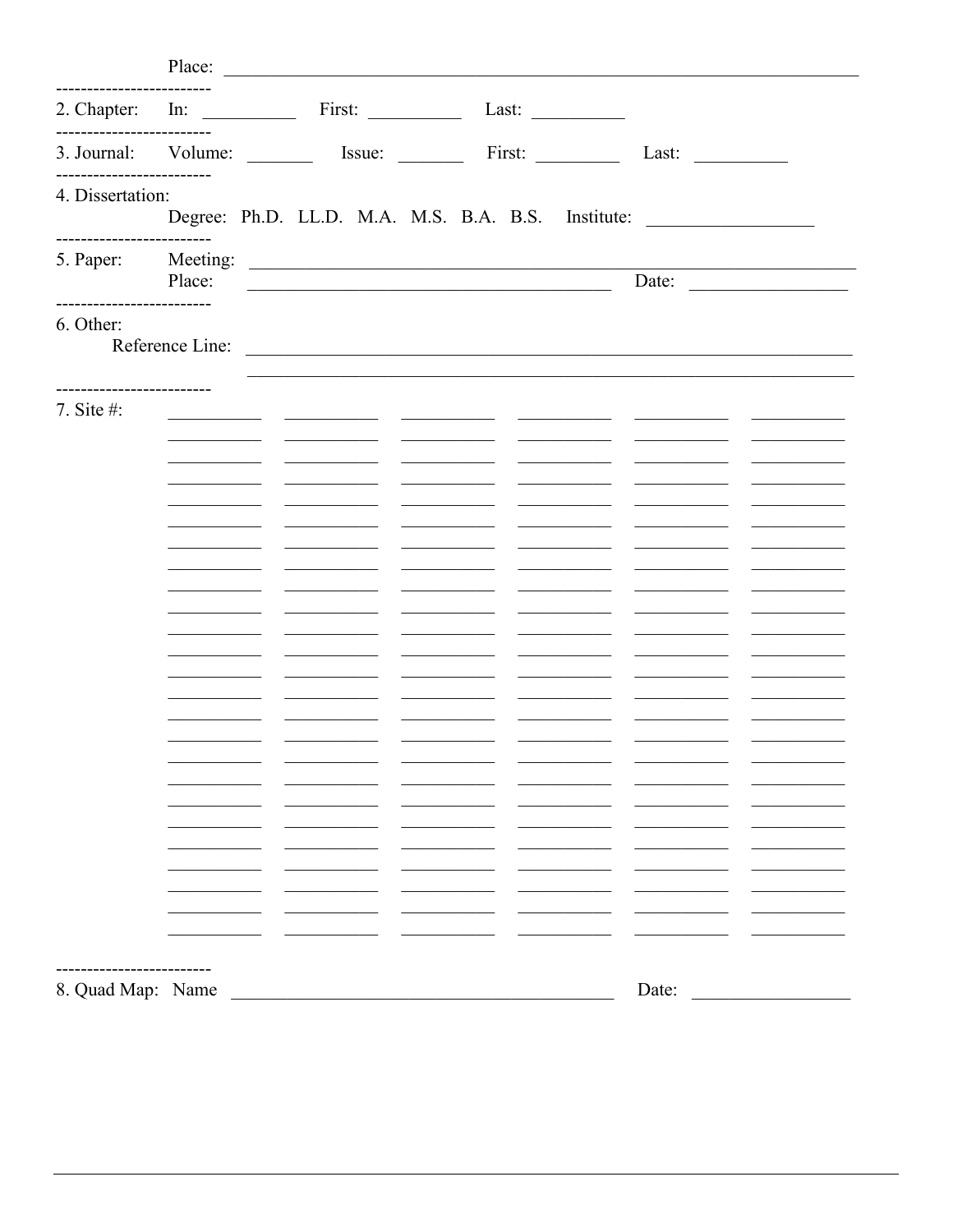Place: ________________________________________________________________

-------------------------

2. Chapter: In: __________ First: __________ Last: __________

-------------------------

3. Journal: Volume: _______ Issue: _______ First: _________ Last: __________

-------------------------

4. Dissertation:

Degree: Ph.D. LL.D. M.A. M.S. B.A. B.S. Institute: __________________

-------------------------

5. Paper: Meeting: ________________________________________________________________

Place: ________________________________________ Date: _________________

-------------------------

6. Other:

Reference Line: ________________________________________________________________

________________________________________________________________

-------------------------

7. Site #:

| | | | | | |
|---|---|---|---|---|---|
| __________ | __________ | __________ | __________ | __________ | __________ |
| __________ | __________ | __________ | __________ | __________ | __________ |
| __________ | __________ | __________ | __________ | __________ | __________ |
| __________ | __________ | __________ | __________ | __________ | __________ |
| __________ | __________ | __________ | __________ | __________ | __________ |
| __________ | __________ | __________ | __________ | __________ | __________ |
| __________ | __________ | __________ | __________ | __________ | __________ |
| __________ | __________ | __________ | __________ | __________ | __________ |
| __________ | __________ | __________ | __________ | __________ | __________ |
| __________ | __________ | __________ | __________ | __________ | __________ |
| __________ | __________ | __________ | __________ | __________ | __________ |
| __________ | __________ | __________ | __________ | __________ | __________ |
| __________ | __________ | __________ | __________ | __________ | __________ |
| __________ | __________ | __________ | __________ | __________ | __________ |
| __________ | __________ | __________ | __________ | __________ | __________ |
| __________ | __________ | __________ | __________ | __________ | __________ |
| __________ | __________ | __________ | __________ | __________ | __________ |
| __________ | __________ | __________ | __________ | __________ | __________ |
| __________ | __________ | __________ | __________ | __________ | __________ |
| __________ | __________ | __________ | __________ | __________ | __________ |
| __________ | __________ | __________ | __________ | __________ | __________ |
| __________ | __________ | __________ | __________ | __________ | __________ |
| __________ | __________ | __________ | __________ | __________ | __________ |
| __________ | __________ | __________ | __________ | __________ | __________ |
| __________ | __________ | __________ | __________ | __________ | __________ |

-------------------------

8. Quad Map: Name __________________________________________ Date: _________________